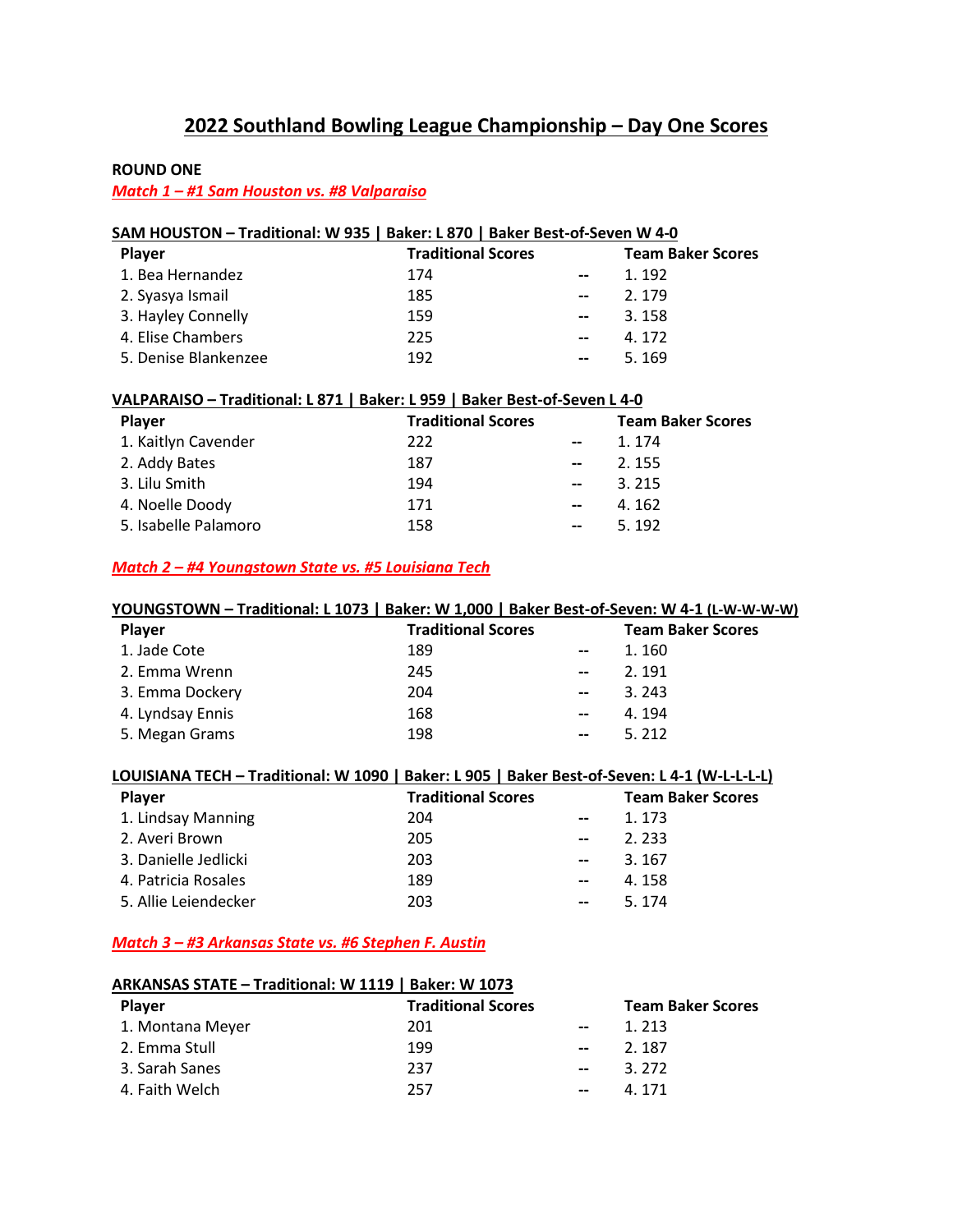# 2022 Southland Bowling League Championship – Day One Scores

**ROUND ONE**

***Match 1 – #1 Sam Houston vs. #8 Valparaiso***

**SAM HOUSTON – Traditional: W 935 | Baker: L 870 | Baker Best-of-Seven W 4-0**

| Player | Traditional Scores | | Team Baker Scores |
|---|---|---|---|
| 1. Bea Hernandez | 174 | -- | 1. 192 |
| 2. Syasya Ismail | 185 | -- | 2. 179 |
| 3. Hayley Connelly | 159 | -- | 3. 158 |
| 4. Elise Chambers | 225 | -- | 4. 172 |
| 5. Denise Blankenzee | 192 | -- | 5. 169 |

**VALPARAISO – Traditional: L 871 | Baker: L 959 | Baker Best-of-Seven L 4-0**

| Player | Traditional Scores | | Team Baker Scores |
|---|---|---|---|
| 1. Kaitlyn Cavender | 222 | -- | 1. 174 |
| 2. Addy Bates | 187 | -- | 2. 155 |
| 3. Lilu Smith | 194 | -- | 3. 215 |
| 4. Noelle Doody | 171 | -- | 4. 162 |
| 5. Isabelle Palamoro | 158 | -- | 5. 192 |

***Match 2 – #4 Youngstown State vs. #5 Louisiana Tech***

**YOUNGSTOWN – Traditional: L 1073 | Baker: W 1,000 | Baker Best-of-Seven: W 4-1 (L-W-W-W-W)**

| Player | Traditional Scores | | Team Baker Scores |
|---|---|---|---|
| 1. Jade Cote | 189 | -- | 1. 160 |
| 2. Emma Wrenn | 245 | -- | 2. 191 |
| 3. Emma Dockery | 204 | -- | 3. 243 |
| 4. Lyndsay Ennis | 168 | -- | 4. 194 |
| 5. Megan Grams | 198 | -- | 5. 212 |

**LOUISIANA TECH – Traditional: W 1090 | Baker: L 905 | Baker Best-of-Seven: L 4-1 (W-L-L-L-L)**

| Player | Traditional Scores | | Team Baker Scores |
|---|---|---|---|
| 1. Lindsay Manning | 204 | -- | 1. 173 |
| 2. Averi Brown | 205 | -- | 2. 233 |
| 3. Danielle Jedlicki | 203 | -- | 3. 167 |
| 4. Patricia Rosales | 189 | -- | 4. 158 |
| 5. Allie Leiendecker | 203 | -- | 5. 174 |

***Match 3 – #3 Arkansas State vs. #6 Stephen F. Austin***

**ARKANSAS STATE – Traditional: W 1119 | Baker: W 1073**

| Player | Traditional Scores | | Team Baker Scores |
|---|---|---|---|
| 1. Montana Meyer | 201 | -- | 1. 213 |
| 2. Emma Stull | 199 | -- | 2. 187 |
| 3. Sarah Sanes | 237 | -- | 3. 272 |
| 4. Faith Welch | 257 | -- | 4. 171 |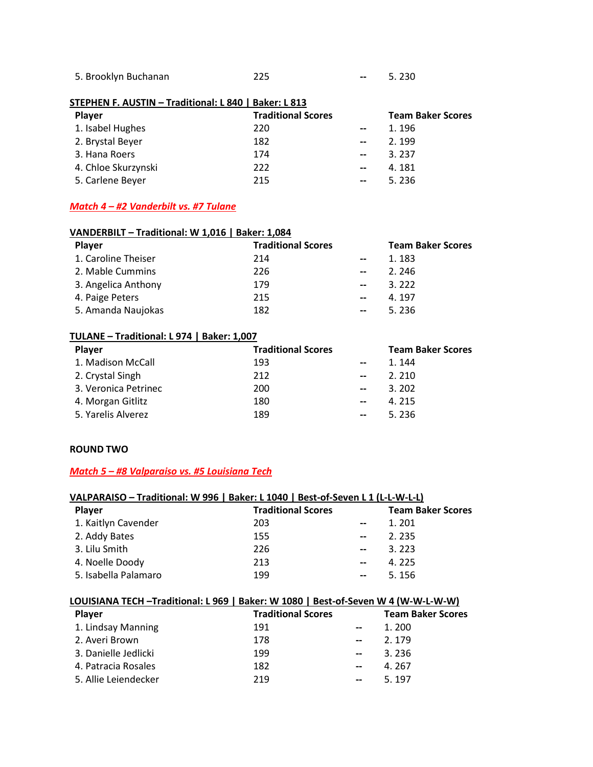| | | | |
|---|---|---|---|
| 5. Brooklyn Buchanan | 225 | -- | 5. 230 |

**STEPHEN F. AUSTIN – Traditional: L 840 | Baker: L 813**

| Player | Traditional Scores | | Team Baker Scores |
|---|---|---|---|
| 1. Isabel Hughes | 220 | -- | 1. 196 |
| 2. Brystal Beyer | 182 | -- | 2. 199 |
| 3. Hana Roers | 174 | -- | 3. 237 |
| 4. Chloe Skurzynski | 222 | -- | 4. 181 |
| 5. Carlene Beyer | 215 | -- | 5. 236 |

***Match 4 – #2 Vanderbilt vs. #7 Tulane***

**VANDERBILT – Traditional: W 1,016 | Baker: 1,084**

| Player | Traditional Scores | | Team Baker Scores |
|---|---|---|---|
| 1. Caroline Theiser | 214 | -- | 1. 183 |
| 2. Mable Cummins | 226 | -- | 2. 246 |
| 3. Angelica Anthony | 179 | -- | 3. 222 |
| 4. Paige Peters | 215 | -- | 4. 197 |
| 5. Amanda Naujokas | 182 | -- | 5. 236 |

**TULANE – Traditional: L 974 | Baker: 1,007**

| Player | Traditional Scores | | Team Baker Scores |
|---|---|---|---|
| 1. Madison McCall | 193 | -- | 1. 144 |
| 2. Crystal Singh | 212 | -- | 2. 210 |
| 3. Veronica Petrinec | 200 | -- | 3. 202 |
| 4. Morgan Gitlitz | 180 | -- | 4. 215 |
| 5. Yarelis Alverez | 189 | -- | 5. 236 |

**ROUND TWO**

***Match 5 – #8 Valparaiso vs. #5 Louisiana Tech***

**VALPARAISO – Traditional: W 996 | Baker: L 1040 | Best-of-Seven L 1 (L-L-W-L-L)**

| Player | Traditional Scores | | Team Baker Scores |
|---|---|---|---|
| 1. Kaitlyn Cavender | 203 | -- | 1. 201 |
| 2. Addy Bates | 155 | -- | 2. 235 |
| 3. Lilu Smith | 226 | -- | 3. 223 |
| 4. Noelle Doody | 213 | -- | 4. 225 |
| 5. Isabella Palamaro | 199 | -- | 5. 156 |

**LOUISIANA TECH –Traditional: L 969 | Baker: W 1080 | Best-of-Seven W 4 (W-W-L-W-W)**

| Player | Traditional Scores | | Team Baker Scores |
|---|---|---|---|
| 1. Lindsay Manning | 191 | -- | 1. 200 |
| 2. Averi Brown | 178 | -- | 2. 179 |
| 3. Danielle Jedlicki | 199 | -- | 3. 236 |
| 4. Patracia Rosales | 182 | -- | 4. 267 |
| 5. Allie Leiendecker | 219 | -- | 5. 197 |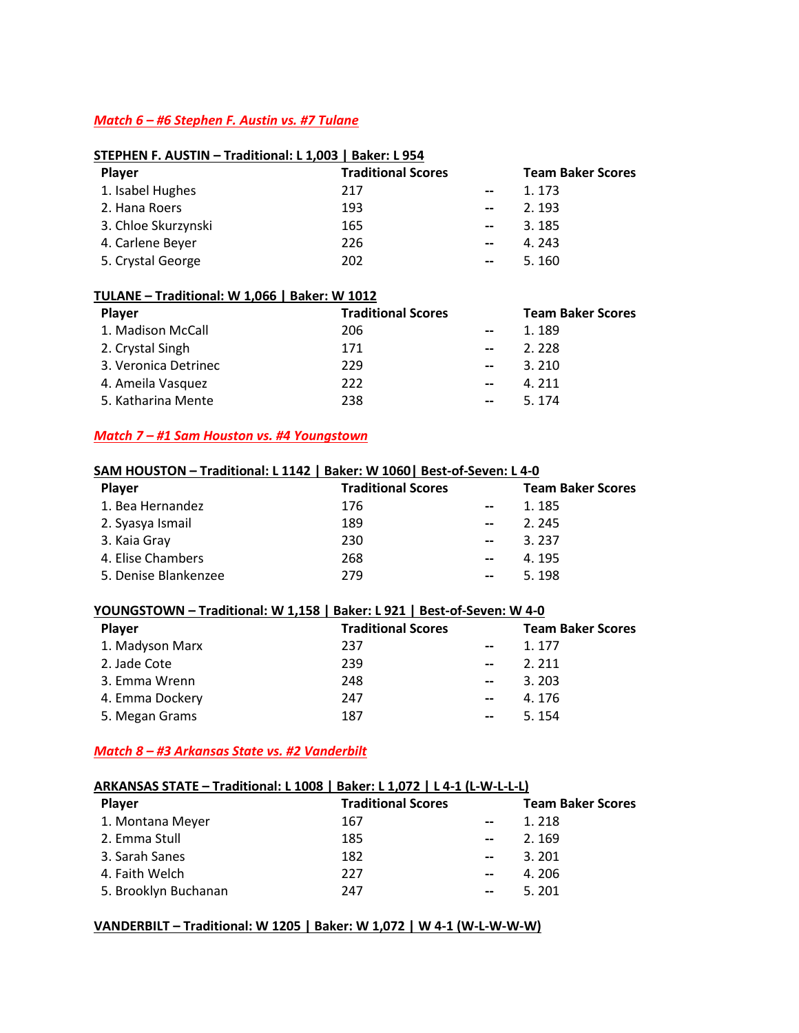***Match 6 – #6 Stephen F. Austin vs. #7 Tulane***

**STEPHEN F. AUSTIN – Traditional: L 1,003 | Baker: L 954**

| Player | Traditional Scores | | Team Baker Scores |
|---|---|---|---|
| 1. Isabel Hughes | 217 | -- | 1. 173 |
| 2. Hana Roers | 193 | -- | 2. 193 |
| 3. Chloe Skurzynski | 165 | -- | 3. 185 |
| 4. Carlene Beyer | 226 | -- | 4. 243 |
| 5. Crystal George | 202 | -- | 5. 160 |

**TULANE – Traditional: W 1,066 | Baker: W 1012**

| Player | Traditional Scores | | Team Baker Scores |
|---|---|---|---|
| 1. Madison McCall | 206 | -- | 1. 189 |
| 2. Crystal Singh | 171 | -- | 2. 228 |
| 3. Veronica Detrinec | 229 | -- | 3. 210 |
| 4. Ameila Vasquez | 222 | -- | 4. 211 |
| 5. Katharina Mente | 238 | -- | 5. 174 |

***Match 7 – #1 Sam Houston vs. #4 Youngstown***

**SAM HOUSTON – Traditional: L 1142 | Baker: W 1060| Best-of-Seven: L 4-0**

| Player | Traditional Scores | | Team Baker Scores |
|---|---|---|---|
| 1. Bea Hernandez | 176 | -- | 1. 185 |
| 2. Syasya Ismail | 189 | -- | 2. 245 |
| 3. Kaia Gray | 230 | -- | 3. 237 |
| 4. Elise Chambers | 268 | -- | 4. 195 |
| 5. Denise Blankenzee | 279 | -- | 5. 198 |

**YOUNGSTOWN – Traditional: W 1,158 | Baker: L 921 | Best-of-Seven: W 4-0**

| Player | Traditional Scores | | Team Baker Scores |
|---|---|---|---|
| 1. Madyson Marx | 237 | -- | 1. 177 |
| 2. Jade Cote | 239 | -- | 2. 211 |
| 3. Emma Wrenn | 248 | -- | 3. 203 |
| 4. Emma Dockery | 247 | -- | 4. 176 |
| 5. Megan Grams | 187 | -- | 5. 154 |

***Match 8 – #3 Arkansas State vs. #2 Vanderbilt***

**ARKANSAS STATE – Traditional: L 1008 | Baker: L 1,072 | L 4-1 (L-W-L-L-L)**

| Player | Traditional Scores | | Team Baker Scores |
|---|---|---|---|
| 1. Montana Meyer | 167 | -- | 1. 218 |
| 2. Emma Stull | 185 | -- | 2. 169 |
| 3. Sarah Sanes | 182 | -- | 3. 201 |
| 4. Faith Welch | 227 | -- | 4. 206 |
| 5. Brooklyn Buchanan | 247 | -- | 5. 201 |

**VANDERBILT – Traditional: W 1205 | Baker: W 1,072 | W 4-1 (W-L-W-W-W)**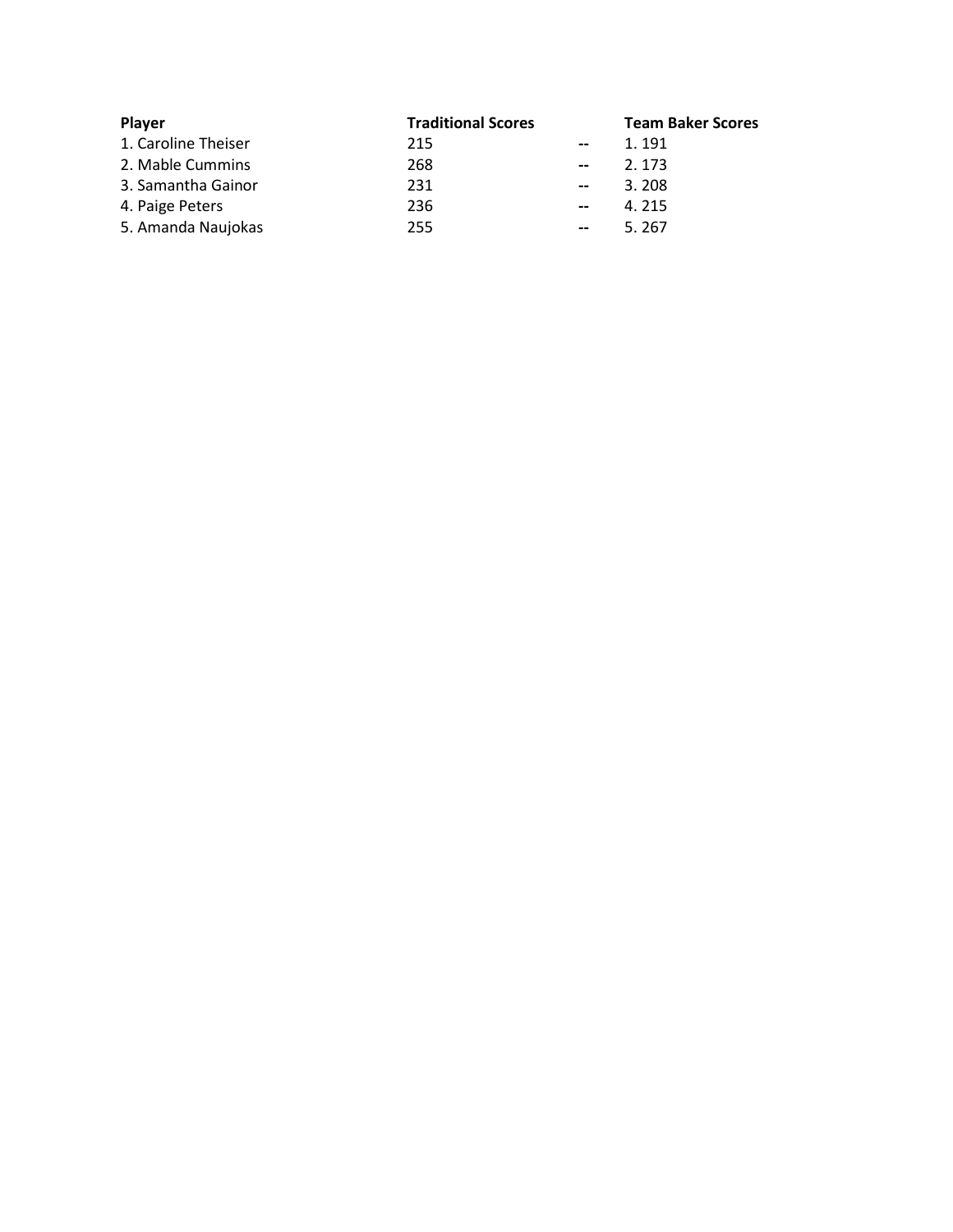| Player | Traditional Scores | | Team Baker Scores |
|---|---|---|---|
| 1. Caroline Theiser | 215 | -- | 1. 191 |
| 2. Mable Cummins | 268 | -- | 2. 173 |
| 3. Samantha Gainor | 231 | -- | 3. 208 |
| 4. Paige Peters | 236 | -- | 4. 215 |
| 5. Amanda Naujokas | 255 | -- | 5. 267 |